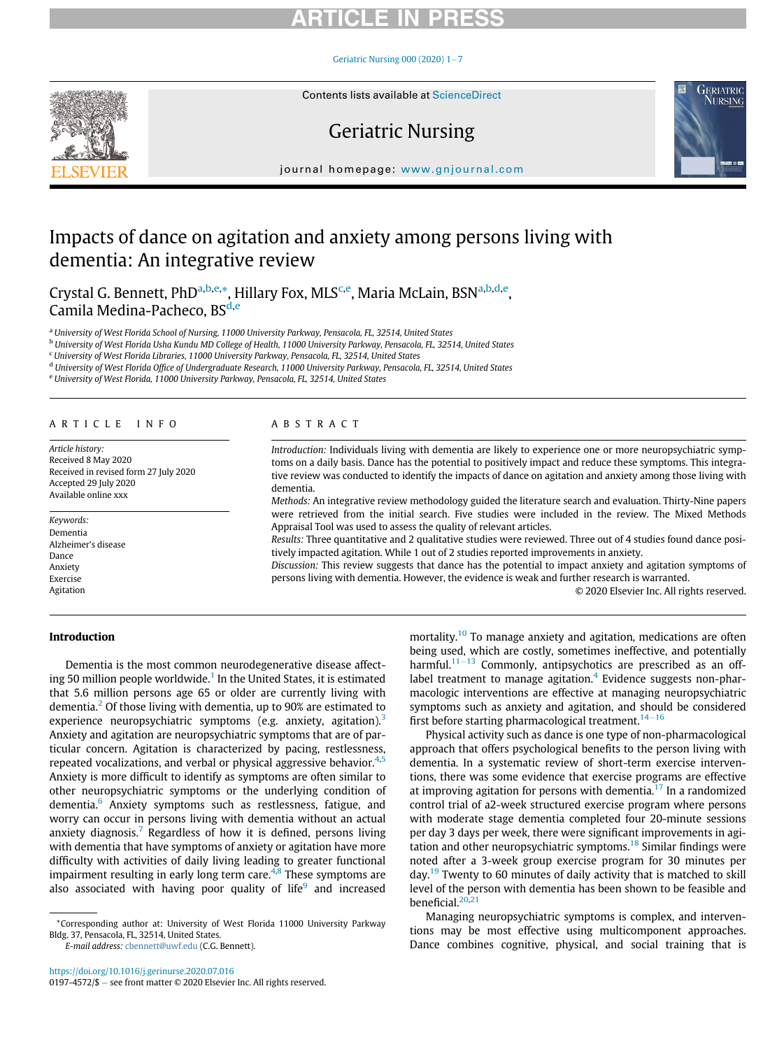ARTICLE IN PRESS

Contents lists available at ScienceDirect

Geriatric Nursing

journal homepage: www.gnjournal.com

# Impacts of dance on agitation and anxiety among persons living with dementia: An integrative review

Crystal G. Bennett, PhD[a,b,e,*], Hillary Fox, MLS[c,e], Maria McLain, BSN[a,b,d,e], Camila Medina-Pacheco, BS[d,e]

[a] University of West Florida School of Nursing, 11000 University Parkway, Pensacola, FL, 32514, United States
[b] University of West Florida Usha Kundu MD College of Health, 11000 University Parkway, Pensacola, FL, 32514, United States
[c] University of West Florida Libraries, 11000 University Parkway, Pensacola, FL, 32514, United States
[d] University of West Florida Office of Undergraduate Research, 11000 University Parkway, Pensacola, FL, 32514, United States
[e] University of West Florida, 11000 University Parkway, Pensacola, FL, 32514, United States

## ARTICLE INFO

*Article history:*
Received 8 May 2020
Received in revised form 27 July 2020
Accepted 29 July 2020
Available online xxx

*Keywords:*
Dementia
Alzheimer's disease
Dance
Anxiety
Exercise
Agitation

## ABSTRACT

*Introduction:* Individuals living with dementia are likely to experience one or more neuropsychiatric symptoms on a daily basis. Dance has the potential to positively impact and reduce these symptoms. This integrative review was conducted to identify the impacts of dance on agitation and anxiety among those living with dementia.

*Methods:* An integrative review methodology guided the literature search and evaluation. Thirty-Nine papers were retrieved from the initial search. Five studies were included in the review. The Mixed Methods Appraisal Tool was used to assess the quality of relevant articles.

*Results:* Three quantitative and 2 qualitative studies were reviewed. Three out of 4 studies found dance positively impacted agitation. While 1 out of 2 studies reported improvements in anxiety.

*Discussion:* This review suggests that dance has the potential to impact anxiety and agitation symptoms of persons living with dementia. However, the evidence is weak and further research is warranted.

© 2020 Elsevier Inc. All rights reserved.

## Introduction

Dementia is the most common neurodegenerative disease affecting 50 million people worldwide.[1] In the United States, it is estimated that 5.6 million persons age 65 or older are currently living with dementia.[2] Of those living with dementia, up to 90% are estimated to experience neuropsychiatric symptoms (e.g. anxiety, agitation).[3] Anxiety and agitation are neuropsychiatric symptoms that are of particular concern. Agitation is characterized by pacing, restlessness, repeated vocalizations, and verbal or physical aggressive behavior.[4,5] Anxiety is more difficult to identify as symptoms are often similar to other neuropsychiatric symptoms or the underlying condition of dementia.[6] Anxiety symptoms such as restlessness, fatigue, and worry can occur in persons living with dementia without an actual anxiety diagnosis.[7] Regardless of how it is defined, persons living with dementia that have symptoms of anxiety or agitation have more difficulty with activities of daily living leading to greater functional impairment resulting in early long term care.[4,8] These symptoms are also associated with having poor quality of life[9] and increased mortality.[10] To manage anxiety and agitation, medications are often being used, which are costly, sometimes ineffective, and potentially harmful.[11–13] Commonly, antipsychotics are prescribed as an off-label treatment to manage agitation.[4] Evidence suggests non-pharmacologic interventions are effective at managing neuropsychiatric symptoms such as anxiety and agitation, and should be considered first before starting pharmacological treatment.[14–16]

Physical activity such as dance is one type of non-pharmacological approach that offers psychological benefits to the person living with dementia. In a systematic review of short-term exercise interventions, there was some evidence that exercise programs are effective at improving agitation for persons with dementia.[17] In a randomized control trial of a2-week structured exercise program where persons with moderate stage dementia completed four 20-minute sessions per day 3 days per week, there were significant improvements in agitation and other neuropsychiatric symptoms.[18] Similar findings were noted after a 3-week group exercise program for 30 minutes per day.[19] Twenty to 60 minutes of daily activity that is matched to skill level of the person with dementia has been shown to be feasible and beneficial.[20,21]

Managing neuropsychiatric symptoms is complex, and interventions may be most effective using multicomponent approaches. Dance combines cognitive, physical, and social training that is

*Corresponding author at: University of West Florida 11000 University Parkway Bldg. 37, Pensacola, FL, 32514, United States.
*E-mail address:* cbennett@uwf.edu (C.G. Bennett).

https://doi.org/10.1016/j.gerinurse.2020.07.016
0197-4572/$ – see front matter © 2020 Elsevier Inc. All rights reserved.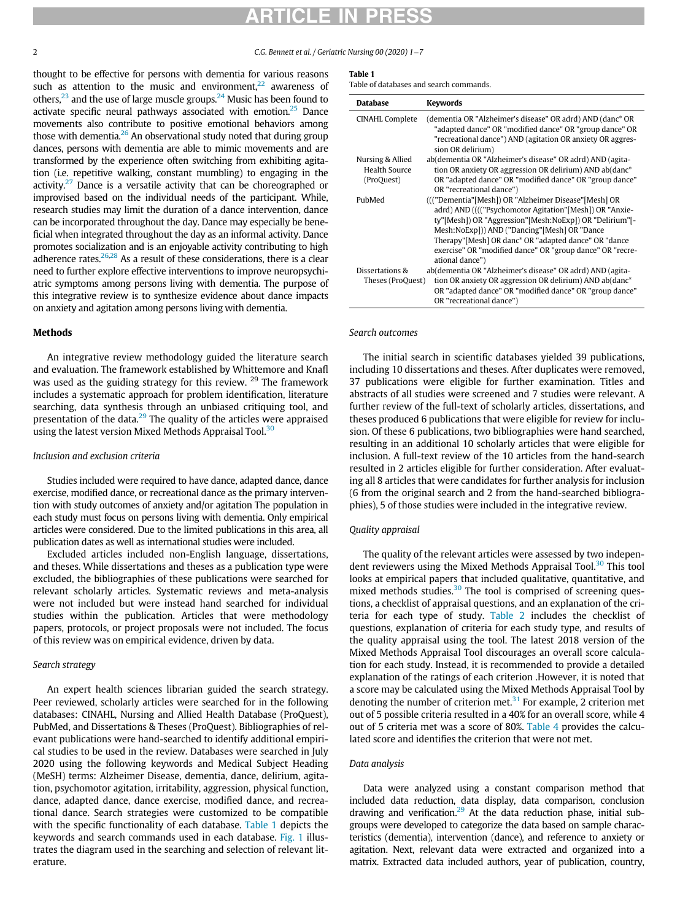thought to be effective for persons with dementia for various reasons such as attention to the music and environment,[22] awareness of others,[23] and the use of large muscle groups.[24] Music has been found to activate specific neural pathways associated with emotion.[25] Dance movements also contribute to positive emotional behaviors among those with dementia.[26] An observational study noted that during group dances, persons with dementia are able to mimic movements and are transformed by the experience often switching from exhibiting agitation (i.e. repetitive walking, constant mumbling) to engaging in the activity.[27] Dance is a versatile activity that can be choreographed or improvised based on the individual needs of the participant. While, research studies may limit the duration of a dance intervention, dance can be incorporated throughout the day. Dance may especially be beneficial when integrated throughout the day as an informal activity. Dance promotes socialization and is an enjoyable activity contributing to high adherence rates.[26,28] As a result of these considerations, there is a clear need to further explore effective interventions to improve neuropsychiatric symptoms among persons living with dementia. The purpose of this integrative review is to synthesize evidence about dance impacts on anxiety and agitation among persons living with dementia.

## Methods

An integrative review methodology guided the literature search and evaluation. The framework established by Whittemore and Knafl was used as the guiding strategy for this review. [29] The framework includes a systematic approach for problem identification, literature searching, data synthesis through an unbiased critiquing tool, and presentation of the data.[29] The quality of the articles were appraised using the latest version Mixed Methods Appraisal Tool.[30]

### *Inclusion and exclusion criteria*

Studies included were required to have dance, adapted dance, dance exercise, modified dance, or recreational dance as the primary intervention with study outcomes of anxiety and/or agitation The population in each study must focus on persons living with dementia. Only empirical articles were considered. Due to the limited publications in this area, all publication dates as well as international studies were included.

Excluded articles included non-English language, dissertations, and theses. While dissertations and theses as a publication type were excluded, the bibliographies of these publications were searched for relevant scholarly articles. Systematic reviews and meta-analysis were not included but were instead hand searched for individual studies within the publication. Articles that were methodology papers, protocols, or project proposals were not included. The focus of this review was on empirical evidence, driven by data.

### *Search strategy*

An expert health sciences librarian guided the search strategy. Peer reviewed, scholarly articles were searched for in the following databases: CINAHL, Nursing and Allied Health Database (ProQuest), PubMed, and Dissertations & Theses (ProQuest). Bibliographies of relevant publications were hand-searched to identify additional empirical studies to be used in the review. Databases were searched in July 2020 using the following keywords and Medical Subject Heading (MeSH) terms: Alzheimer Disease, dementia, dance, delirium, agitation, psychomotor agitation, irritability, aggression, physical function, dance, adapted dance, dance exercise, modified dance, and recreational dance. Search strategies were customized to be compatible with the specific functionality of each database. Table 1 depicts the keywords and search commands used in each database. Fig. 1 illustrates the diagram used in the searching and selection of relevant literature.

**Table 1**
Table of databases and search commands.

| Database | Keywords |
|---|---|
| CINAHL Complete | (dementia OR "Alzheimer's disease" OR adrd) AND (danc* OR "adapted dance" OR "modified dance" OR "group dance" OR "recreational dance") AND (agitation OR anxiety OR aggression OR delirium) |
| Nursing & Allied Health Source (ProQuest) | ab(dementia OR "Alzheimer's disease" OR adrd) AND (agitation OR anxiety OR aggression OR delirium) AND ab(danc* OR "adapted dance" OR "modified dance" OR "group dance" OR "recreational dance") |
| PubMed | ((("Dementia"[Mesh]) OR "Alzheimer Disease"[Mesh] OR adrd) AND (((("Psychomotor Agitation"[Mesh]) OR "Anxiety"[Mesh]) OR "Aggression"[Mesh:NoExp]) OR "Delirium"[Mesh:NoExp])) AND ("Dancing"[Mesh] OR "Dance Therapy"[Mesh] OR danc* OR "adapted dance" OR "dance exercise" OR "modified dance" OR "group dance" OR "recreational dance") |
| Dissertations & Theses (ProQuest) | ab(dementia OR "Alzheimer's disease" OR adrd) AND (agitation OR anxiety OR aggression OR delirium) AND ab(danc* OR "adapted dance" OR "modified dance" OR "group dance" OR "recreational dance") |

### *Search outcomes*

The initial search in scientific databases yielded 39 publications, including 10 dissertations and theses. After duplicates were removed, 37 publications were eligible for further examination. Titles and abstracts of all studies were screened and 7 studies were relevant. A further review of the full-text of scholarly articles, dissertations, and theses produced 6 publications that were eligible for review for inclusion. Of these 6 publications, two bibliographies were hand searched, resulting in an additional 10 scholarly articles that were eligible for inclusion. A full-text review of the 10 articles from the hand-search resulted in 2 articles eligible for further consideration. After evaluating all 8 articles that were candidates for further analysis for inclusion (6 from the original search and 2 from the hand-searched bibliographies), 5 of those studies were included in the integrative review.

### *Quality appraisal*

The quality of the relevant articles were assessed by two independent reviewers using the Mixed Methods Appraisal Tool.[30] This tool looks at empirical papers that included qualitative, quantitative, and mixed methods studies.[30] The tool is comprised of screening questions, a checklist of appraisal questions, and an explanation of the criteria for each type of study. Table 2 includes the checklist of questions, explanation of criteria for each study type, and results of the quality appraisal using the tool. The latest 2018 version of the Mixed Methods Appraisal Tool discourages an overall score calculation for each study. Instead, it is recommended to provide a detailed explanation of the ratings of each criterion .However, it is noted that a score may be calculated using the Mixed Methods Appraisal Tool by denoting the number of criterion met.[31] For example, 2 criterion met out of 5 possible criteria resulted in a 40% for an overall score, while 4 out of 5 criteria met was a score of 80%. Table 4 provides the calculated score and identifies the criterion that were not met.

### *Data analysis*

Data were analyzed using a constant comparison method that included data reduction, data display, data comparison, conclusion drawing and verification.[29] At the data reduction phase, initial subgroups were developed to categorize the data based on sample characteristics (dementia), intervention (dance), and reference to anxiety or agitation. Next, relevant data were extracted and organized into a matrix. Extracted data included authors, year of publication, country,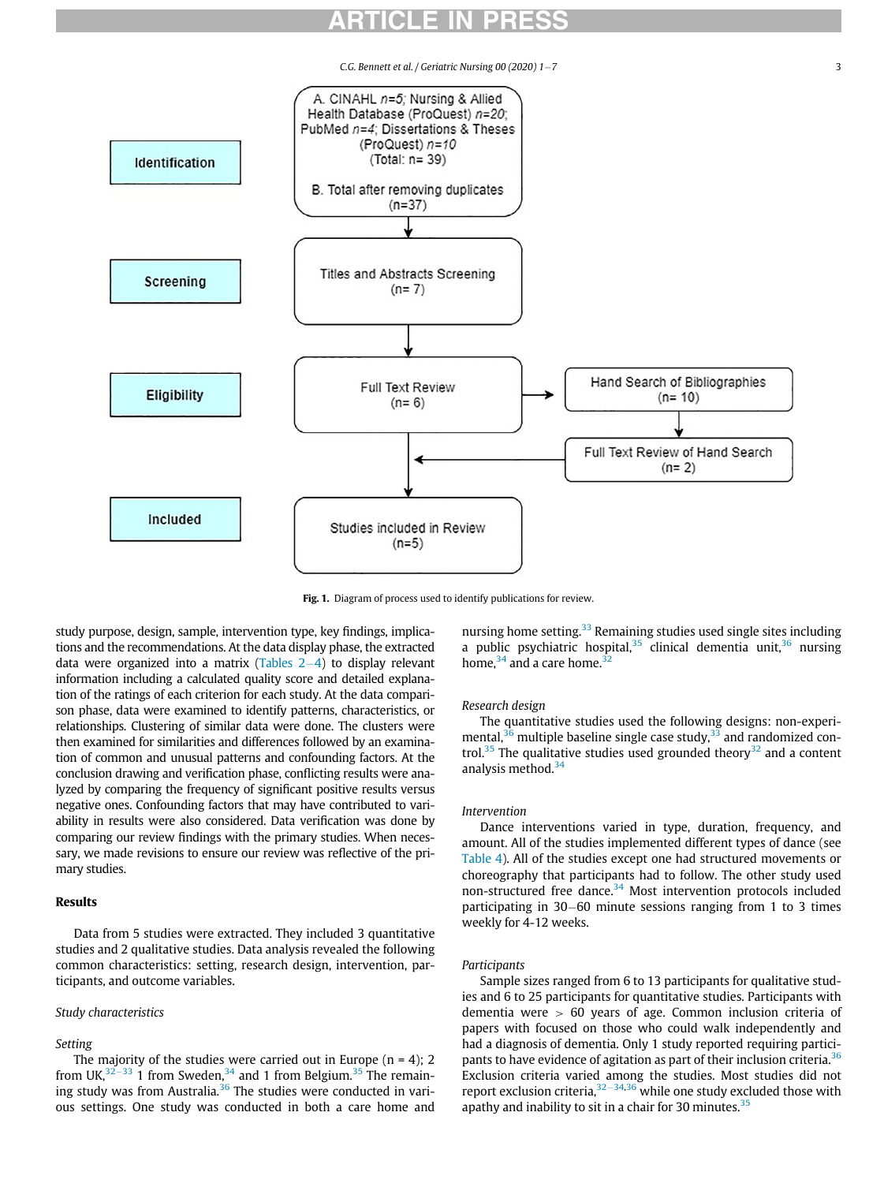Identification

A. CINAHL *n=5*; Nursing & Allied Health Database (ProQuest) *n=20*; PubMed *n=4*; Dissertations & Theses (ProQuest) *n=10* (Total: n= 39)

B. Total after removing duplicates (n=37)

Screening

Titles and Abstracts Screening (n= 7)

Eligibility

Full Text Review (n= 6)

Hand Search of Bibliographies (n= 10)

Full Text Review of Hand Search (n= 2)

Included

Studies included in Review (n=5)

**Fig. 1.** Diagram of process used to identify publications for review.

study purpose, design, sample, intervention type, key findings, implications and the recommendations. At the data display phase, the extracted data were organized into a matrix (Tables 2–4) to display relevant information including a calculated quality score and detailed explanation of the ratings of each criterion for each study. At the data comparison phase, data were examined to identify patterns, characteristics, or relationships. Clustering of similar data were done. The clusters were then examined for similarities and differences followed by an examination of common and unusual patterns and confounding factors. At the conclusion drawing and verification phase, conflicting results were analyzed by comparing the frequency of significant positive results versus negative ones. Confounding factors that may have contributed to variability in results were also considered. Data verification was done by comparing our review findings with the primary studies. When necessary, we made revisions to ensure our review was reflective of the primary studies.

## Results

Data from 5 studies were extracted. They included 3 quantitative studies and 2 qualitative studies. Data analysis revealed the following common characteristics: setting, research design, intervention, participants, and outcome variables.

### *Study characteristics*

#### *Setting*

The majority of the studies were carried out in Europe (n = 4); 2 from UK,[32–33] 1 from Sweden,[34] and 1 from Belgium.[35] The remaining study was from Australia.[36] The studies were conducted in various settings. One study was conducted in both a care home and nursing home setting.[33] Remaining studies used single sites including a public psychiatric hospital,[35] clinical dementia unit,[36] nursing home,[34] and a care home.[32]

#### *Research design*

The quantitative studies used the following designs: non-experimental,[36] multiple baseline single case study,[33] and randomized control.[35] The qualitative studies used grounded theory[32] and a content analysis method.[34]

#### *Intervention*

Dance interventions varied in type, duration, frequency, and amount. All of the studies implemented different types of dance (see Table 4). All of the studies except one had structured movements or choreography that participants had to follow. The other study used non-structured free dance.[34] Most intervention protocols included participating in 30–60 minute sessions ranging from 1 to 3 times weekly for 4-12 weeks.

#### *Participants*

Sample sizes ranged from 6 to 13 participants for qualitative studies and 6 to 25 participants for quantitative studies. Participants with dementia were > 60 years of age. Common inclusion criteria of papers with focused on those who could walk independently and had a diagnosis of dementia. Only 1 study reported requiring participants to have evidence of agitation as part of their inclusion criteria.[36] Exclusion criteria varied among the studies. Most studies did not report exclusion criteria,[32–34,36] while one study excluded those with apathy and inability to sit in a chair for 30 minutes.[35]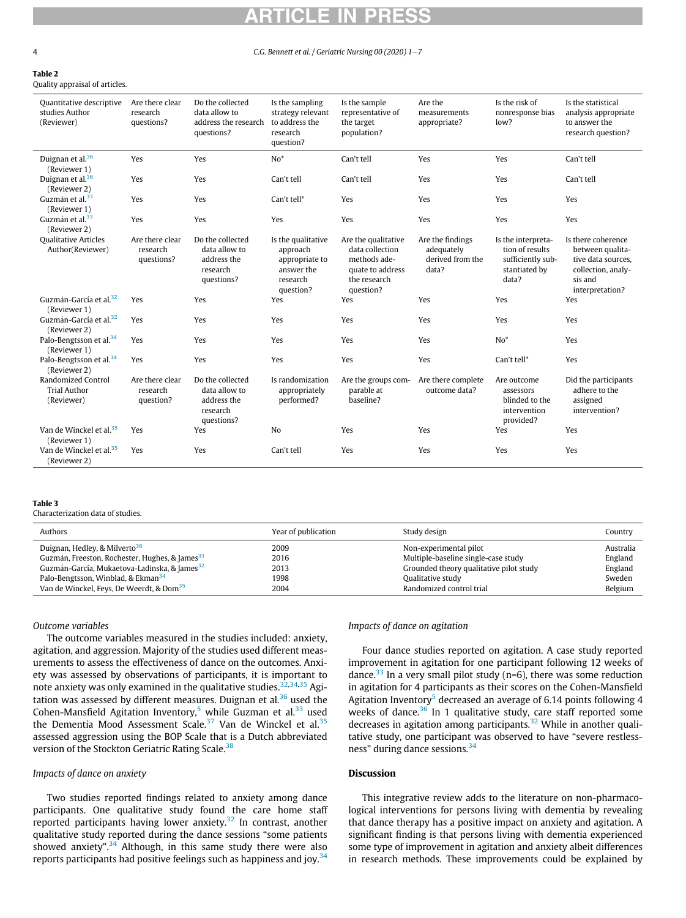**Table 2**
Quality appraisal of articles.

| Quantitative descriptive studies Author (Reviewer) | Are there clear research questions? | Do the collected data allow to address the research questions? | Is the sampling strategy relevant to address the research question? | Is the sample representative of the target population? | Are the measurements appropriate? | Is the risk of nonresponse bias low? | Is the statistical analysis appropriate to answer the research question? |
|---|---|---|---|---|---|---|---|
| Duignan et al.[36] (Reviewer 1) | Yes | Yes | No* | Can't tell | Yes | Yes | Can't tell |
| Duignan et al.[36] (Reviewer 2) | Yes | Yes | Can't tell | Can't tell | Yes | Yes | Can't tell |
| Guzmán et al.[33] (Reviewer 1) | Yes | Yes | Can't tell* | Yes | Yes | Yes | Yes |
| Guzmán et al.[33] (Reviewer 2) | Yes | Yes | Yes | Yes | Yes | Yes | Yes |
| Qualitative Articles Author(Reviewer) | Are there clear research questions? | Do the collected data allow to address the research questions? | Is the qualitative approach appropriate to answer the research question? | Are the qualitative data collection methods adequate to address the research question? | Are the findings adequately derived from the data? | Is the interpretation of results sufficiently substantiated by data? | Is there coherence between qualitative data sources, collection, analysis and interpretation? |
| Guzmán-García et al.[32] (Reviewer 1) | Yes | Yes | Yes | Yes | Yes | Yes | Yes |
| Guzmán-García et al.[32] (Reviewer 2) | Yes | Yes | Yes | Yes | Yes | Yes | Yes |
| Palo-Bengtsson et al.[34] (Reviewer 1) | Yes | Yes | Yes | Yes | Yes | No* | Yes |
| Palo-Bengtsson et al.[34] (Reviewer 2) | Yes | Yes | Yes | Yes | Yes | Can't tell* | Yes |
| Randomized Control Trial Author (Reviewer) | Are there clear research question? | Do the collected data allow to address the research questions? | Is randomization appropriately performed? | Are the groups comparable at baseline? | Are there complete outcome data? | Are outcome assessors blinded to the intervention provided? | Did the participants adhere to the assigned intervention? |
| Van de Winckel et al.[35] (Reviewer 1) | Yes | Yes | No | Yes | Yes | Yes | Yes |
| Van de Winckel et al.[35] (Reviewer 2) | Yes | Yes | Can't tell | Yes | Yes | Yes | Yes |

**Table 3**
Characterization data of studies.

| Authors | Year of publication | Study design | Country |
|---|---|---|---|
| Duignan, Hedley, & Milverto[36] | 2009 | Non-experimental pilot | Australia |
| Guzmán, Freeston, Rochester, Hughes, & James[33] | 2016 | Multiple-baseline single-case study | England |
| Guzmán-García, Mukaetova-Ladinska, & James[32] | 2013 | Grounded theory qualitative pilot study | England |
| Palo-Bengtsson, Winblad, & Ekman[34] | 1998 | Qualitative study | Sweden |
| Van de Winckel, Feys, De Weerdt, & Dom[35] | 2004 | Randomized control trial | Belgium |

*Outcome variables*

The outcome variables measured in the studies included: anxiety, agitation, and aggression. Majority of the studies used different measurements to assess the effectiveness of dance on the outcomes. Anxiety was assessed by observations of participants, it is important to note anxiety was only examined in the qualitative studies.[32,34,35] Agitation was assessed by different measures. Duignan et al.[36] used the Cohen-Mansfield Agitation Inventory,[5] while Guzman et al.[33] used the Dementia Mood Assessment Scale.[37] Van de Winckel et al.[35] assessed aggression using the BOP Scale that is a Dutch abbreviated version of the Stockton Geriatric Rating Scale.[38]

*Impacts of dance on anxiety*

Two studies reported findings related to anxiety among dance participants. One qualitative study found the care home staff reported participants having lower anxiety.[32] In contrast, another qualitative study reported during the dance sessions "some patients showed anxiety".[34] Although, in this same study there were also reports participants had positive feelings such as happiness and joy.[34]

*Impacts of dance on agitation*

Four dance studies reported on agitation. A case study reported improvement in agitation for one participant following 12 weeks of dance.[33] In a very small pilot study (n=6), there was some reduction in agitation for 4 participants as their scores on the Cohen-Mansfield Agitation Inventory[5] decreased an average of 6.14 points following 4 weeks of dance.[36] In 1 qualitative study, care staff reported some decreases in agitation among participants.[32] While in another qualitative study, one participant was observed to have "severe restlessness" during dance sessions.[34]

## Discussion

This integrative review adds to the literature on non-pharmacological interventions for persons living with dementia by revealing that dance therapy has a positive impact on anxiety and agitation. A significant finding is that persons living with dementia experienced some type of improvement in agitation and anxiety albeit differences in research methods. These improvements could be explained by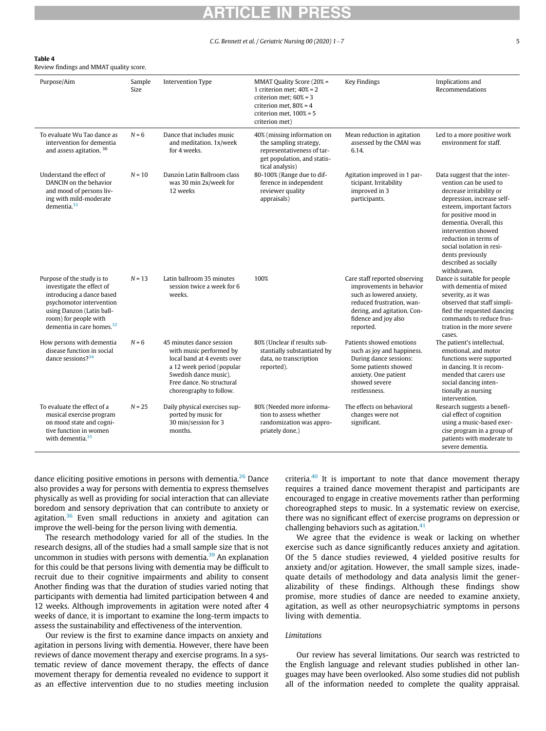**Table 4**
Review findings and MMAT quality score.

| Purpose/Aim | Sample Size | Intervention Type | MMAT Quality Score (20% = 1 criterion met; 40% = 2 criterion met; 60% = 3 criterion met, 80% = 4 criterion met, 100% = 5 criterion met) | Key Findings | Implications and Recommendations |
|---|---|---|---|---|---|
| To evaluate Wu Tao dance as intervention for dementia and assess agitation. [36] | *N* = 6 | Dance that includes music and meditation. 1x/week for 4 weeks. | 40% (missing information on the sampling strategy, representativeness of target population, and statistical analysis) | Mean reduction in agitation assessed by the CMAI was 6.14. | Led to a more positive work environment for staff. |
| Understand the effect of DANCIN on the behavior and mood of persons living with mild-moderate dementia.[33] | *N* = 10 | Danzón Latin Ballroom class was 30 min 2x/week for 12 weeks | 80-100% (Range due to difference in independent reviewer quality appraisals) | Agitation improved in 1 participant. Irritability improved in 3 participants. | Data suggest that the intervention can be used to decrease irritability or depression, increase self-esteem, important factors for positive mood in dementia. Overall, this intervention showed reduction in terms of social isolation in residents previously described as socially withdrawn. |
| Purpose of the study is to investigate the effect of introducing a dance based psychomotor intervention using Danzon (Latin ballroom) for people with dementia in care homes.[32] | *N* = 13 | Latin ballroom 35 minutes session twice a week for 6 weeks. | 100% | Care staff reported observing improvements in behavior such as lowered anxiety, reduced frustration, wandering, and agitation. Confidence and joy also reported. | Dance is suitable for people with dementia of mixed severity, as it was observed that staff simplified the requested dancing commands to reduce frustration in the more severe cases. |
| How persons with dementia disease function in social dance sessions?[34] | *N* = 6 | 45 minutes dance session with music performed by local band at 4 events over a 12 week period (popular Swedish dance music). Free dance. No structural choreography to follow. | 80% (Unclear if results substantially substantiated by data, no transcription reported). | Patients showed emotions such as joy and happiness. During dance sessions: Some patients showed anxiety. One patient showed severe restlessness. | The patient's intellectual, emotional, and motor functions were supported in dancing. It is recommended that carers use social dancing intentionally as nursing intervention. |
| To evaluate the effect of a musical exercise program on mood state and cognitive function in women with dementia.[35] | *N* = 25 | Daily physical exercises supported by music for 30 min/session for 3 months. | 80% (Needed more information to assess whether randomization was appropriately done.) | The effects on behavioral changes were not significant. | Research suggests a beneficial effect of cognition using a music-based exercise program in a group of patients with moderate to severe dementia. |

dance eliciting positive emotions in persons with dementia.[26] Dance also provides a way for persons with dementia to express themselves physically as well as providing for social interaction that can alleviate boredom and sensory deprivation that can contribute to anxiety or agitation.[36] Even small reductions in anxiety and agitation can improve the well-being for the person living with dementia.

The research methodology varied for all of the studies. In the research designs, all of the studies had a small sample size that is not uncommon in studies with persons with dementia.[39] An explanation for this could be that persons living with dementia may be difficult to recruit due to their cognitive impairments and ability to consent Another finding was that the duration of studies varied noting that participants with dementia had limited participation between 4 and 12 weeks. Although improvements in agitation were noted after 4 weeks of dance, it is important to examine the long-term impacts to assess the sustainability and effectiveness of the intervention.

Our review is the first to examine dance impacts on anxiety and agitation in persons living with dementia. However, there have been reviews of dance movement therapy and exercise programs. In a systematic review of dance movement therapy, the effects of dance movement therapy for dementia revealed no evidence to support it as an effective intervention due to no studies meeting inclusion criteria.[40] It is important to note that dance movement therapy requires a trained dance movement therapist and participants are encouraged to engage in creative movements rather than performing choreographed steps to music. In a systematic review on exercise, there was no significant effect of exercise programs on depression or challenging behaviors such as agitation.[41]

We agree that the evidence is weak or lacking on whether exercise such as dance significantly reduces anxiety and agitation. Of the 5 dance studies reviewed, 4 yielded positive results for anxiety and/or agitation. However, the small sample sizes, inadequate details of methodology and data analysis limit the generalizability of these findings. Although these findings show promise, more studies of dance are needed to examine anxiety, agitation, as well as other neuropsychiatric symptoms in persons living with dementia.

### *Limitations*

Our review has several limitations. Our search was restricted to the English language and relevant studies published in other languages may have been overlooked. Also some studies did not publish all of the information needed to complete the quality appraisal.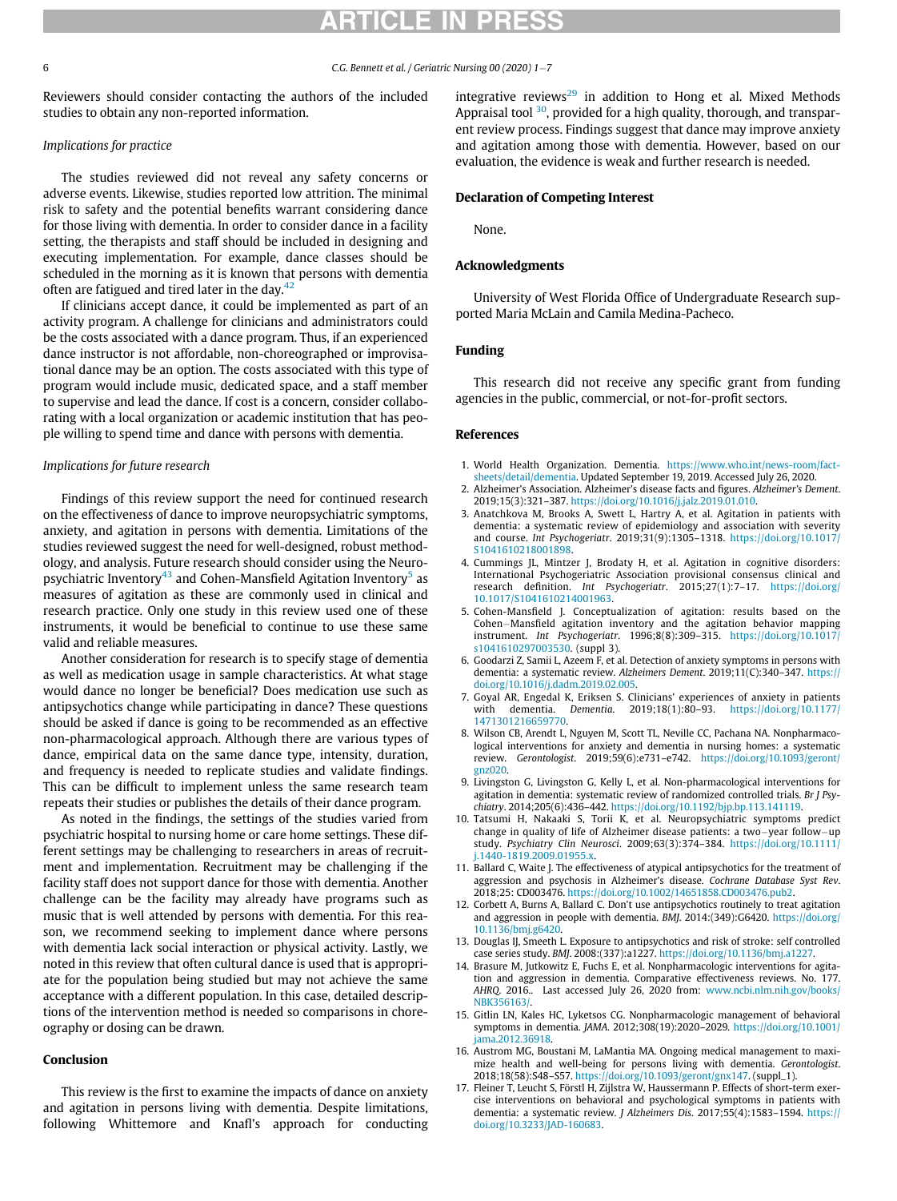Reviewers should consider contacting the authors of the included studies to obtain any non-reported information.

*Implications for practice*

The studies reviewed did not reveal any safety concerns or adverse events. Likewise, studies reported low attrition. The minimal risk to safety and the potential benefits warrant considering dance for those living with dementia. In order to consider dance in a facility setting, the therapists and staff should be included in designing and executing implementation. For example, dance classes should be scheduled in the morning as it is known that persons with dementia often are fatigued and tired later in the day.[42]

If clinicians accept dance, it could be implemented as part of an activity program. A challenge for clinicians and administrators could be the costs associated with a dance program. Thus, if an experienced dance instructor is not affordable, non-choreographed or improvisational dance may be an option. The costs associated with this type of program would include music, dedicated space, and a staff member to supervise and lead the dance. If cost is a concern, consider collaborating with a local organization or academic institution that has people willing to spend time and dance with persons with dementia.

*Implications for future research*

Findings of this review support the need for continued research on the effectiveness of dance to improve neuropsychiatric symptoms, anxiety, and agitation in persons with dementia. Limitations of the studies reviewed suggest the need for well-designed, robust methodology, and analysis. Future research should consider using the Neuropsychiatric Inventory[43] and Cohen-Mansfield Agitation Inventory[5] as measures of agitation as these are commonly used in clinical and research practice. Only one study in this review used one of these instruments, it would be beneficial to continue to use these same valid and reliable measures.

Another consideration for research is to specify stage of dementia as well as medication usage in sample characteristics. At what stage would dance no longer be beneficial? Does medication use such as antipsychotics change while participating in dance? These questions should be asked if dance is going to be recommended as an effective non-pharmacological approach. Although there are various types of dance, empirical data on the same dance type, intensity, duration, and frequency is needed to replicate studies and validate findings. This can be difficult to implement unless the same research team repeats their studies or publishes the details of their dance program.

As noted in the findings, the settings of the studies varied from psychiatric hospital to nursing home or care home settings. These different settings may be challenging to researchers in areas of recruitment and implementation. Recruitment may be challenging if the facility staff does not support dance for those with dementia. Another challenge can be the facility may already have programs such as music that is well attended by persons with dementia. For this reason, we recommend seeking to implement dance where persons with dementia lack social interaction or physical activity. Lastly, we noted in this review that often cultural dance is used that is appropriate for the population being studied but may not achieve the same acceptance with a different population. In this case, detailed descriptions of the intervention method is needed so comparisons in choreography or dosing can be drawn.

## Conclusion

This review is the first to examine the impacts of dance on anxiety and agitation in persons living with dementia. Despite limitations, following Whittemore and Knafl's approach for conducting integrative reviews[29] in addition to Hong et al. Mixed Methods Appraisal tool [30], provided for a high quality, thorough, and transparent review process. Findings suggest that dance may improve anxiety and agitation among those with dementia. However, based on our evaluation, the evidence is weak and further research is needed.

## Declaration of Competing Interest

None.

## Acknowledgments

University of West Florida Office of Undergraduate Research supported Maria McLain and Camila Medina-Pacheco.

## Funding

This research did not receive any specific grant from funding agencies in the public, commercial, or not-for-profit sectors.

## References

1. World Health Organization. Dementia. https://www.who.int/news-room/fact-sheets/detail/dementia. Updated September 19, 2019. Accessed July 26, 2020.
2. Alzheimer's Association. Alzheimer's disease facts and figures. *Alzheimer's Dement*. 2019;15(3):321–387. https://doi.org/10.1016/j.jalz.2019.01.010.
3. Anatchkova M, Brooks A, Swett L, Hartry A, et al. Agitation in patients with dementia: a systematic review of epidemiology and association with severity and course. *Int Psychogeriatr*. 2019;31(9):1305–1318. https://doi.org/10.1017/S1041610218001898.
4. Cummings JL, Mintzer J, Brodaty H, et al. Agitation in cognitive disorders: International Psychogeriatric Association provisional consensus clinical and research definition. *Int Psychogeriatr*. 2015;27(1):7–17. https://doi.org/10.1017/S1041610214001963.
5. Cohen-Mansfield J. Conceptualization of agitation: results based on the Cohen–Mansfield agitation inventory and the agitation behavior mapping instrument. *Int Psychogeriatr*. 1996;8(8):309–315. https://doi.org/10.1017/s1041610297003530. (suppl 3).
6. Goodarzi Z, Samii L, Azeem F, et al. Detection of anxiety symptoms in persons with dementia: a systematic review. *Alzheimers Dement*. 2019;11(C):340–347. https://doi.org/10.1016/j.dadm.2019.02.005.
7. Goyal AR, Engedal K, Eriksen S. Clinicians' experiences of anxiety in patients with dementia. *Dementia*. 2019;18(1):80–93. https://doi.org/10.1177/1471301216659770.
8. Wilson CB, Arendt L, Nguyen M, Scott TL, Neville CC, Pachana NA. Nonpharmacological interventions for anxiety and dementia in nursing homes: a systematic review. *Gerontologist*. 2019;59(6):e731–e742. https://doi.org/10.1093/geront/gnz020.
9. Livingston G, Livingston G, Kelly L, et al. Non-pharmacological interventions for agitation in dementia: systematic review of randomized controlled trials. *Br J Psychiatry*. 2014;205(6):436–442. https://doi.org/10.1192/bjp.bp.113.141119.
10. Tatsumi H, Nakaaki S, Torii K, et al. Neuropsychiatric symptoms predict change in quality of life of Alzheimer disease patients: a two–year follow–up study. *Psychiatry Clin Neurosci*. 2009;63(3):374–384. https://doi.org/10.1111/j.1440-1819.2009.01955.x.
11. Ballard C, Waite J. The effectiveness of atypical antipsychotics for the treatment of aggression and psychosis in Alzheimer's disease. *Cochrane Database Syst Rev*. 2018;25: CD003476. https://doi.org/10.1002/14651858.CD003476.pub2.
12. Corbett A, Burns A, Ballard C. Don't use antipsychotics routinely to treat agitation and aggression in people with dementia. *BMJ*. 2014:(349):G6420. https://doi.org/10.1136/bmj.g6420.
13. Douglas IJ, Smeeth L. Exposure to antipsychotics and risk of stroke: self controlled case series study. *BMJ*. 2008:(337):a1227. https://doi.org/10.1136/bmj.a1227.
14. Brasure M, Jutkowitz E, Fuchs E, et al. Nonpharmacologic interventions for agitation and aggression in dementia. Comparative effectiveness reviews. No. 177. *AHRQ*. 2016.. Last accessed July 26, 2020 from: www.ncbi.nlm.nih.gov/books/NBK356163/.
15. Gitlin LN, Kales HC, Lyketsos CG. Nonpharmacologic management of behavioral symptoms in dementia. *JAMA*. 2012;308(19):2020–2029. https://doi.org/10.1001/jama.2012.36918.
16. Austrom MG, Boustani M, LaMantia MA. Ongoing medical management to maximize health and well-being for persons living with dementia. *Gerontologist*. 2018;18(58):S48–S57. https://doi.org/10.1093/geront/gnx147. (suppl_1).
17. Fleiner T, Leucht S, Förstl H, Zijlstra W, Haussermann P. Effects of short-term exercise interventions on behavioral and psychological symptoms in patients with dementia: a systematic review. *J Alzheimers Dis*. 2017;55(4):1583–1594. https://doi.org/10.3233/JAD-160683.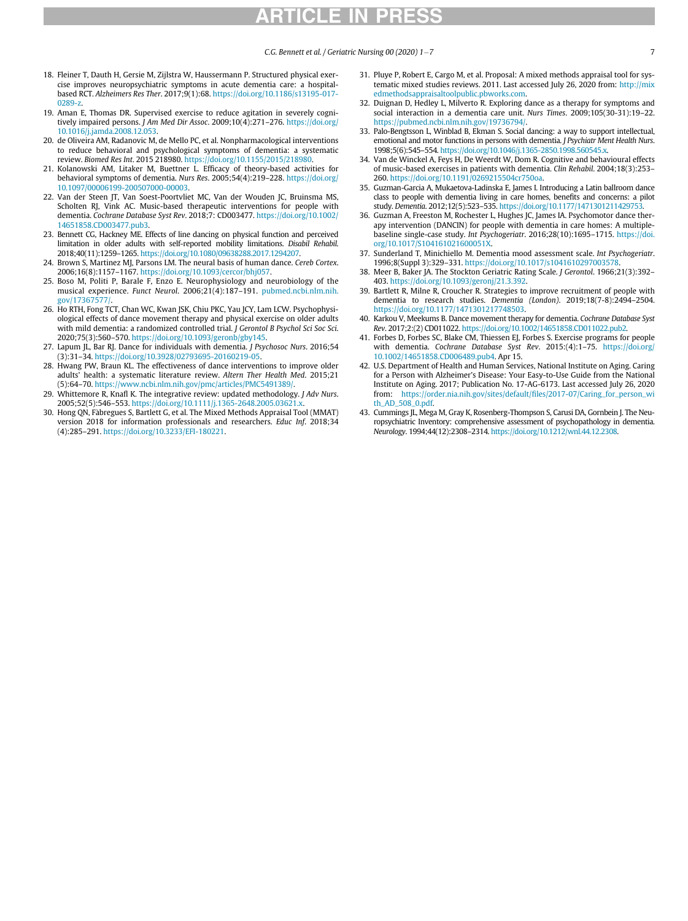18. Fleiner T, Dauth H, Gersie M, Zijlstra W, Haussermann P. Structured physical exercise improves neuropsychiatric symptoms in acute dementia care: a hospital-based RCT. *Alzheimers Res Ther*. 2017;9(1):68. https://doi.org/10.1186/s13195-017-0289-z.
19. Aman E, Thomas DR. Supervised exercise to reduce agitation in severely cognitively impaired persons. *J Am Med Dir Assoc*. 2009;10(4):271–276. https://doi.org/10.1016/j.jamda.2008.12.053.
20. de Oliveira AM, Radanovic M, de Mello PC, et al. Nonpharmacological interventions to reduce behavioral and psychological symptoms of dementia: a systematic review. *Biomed Res Int*. 2015 218980. https://doi.org/10.1155/2015/218980.
21. Kolanowski AM, Litaker M, Buettner L. Efficacy of theory-based activities for behavioral symptoms of dementia. *Nurs Res*. 2005;54(4):219–228. https://doi.org/10.1097/00006199-200507000-00003.
22. Van der Steen JT, Van Soest-Poortvliet MC, Van der Wouden JC, Bruinsma MS, Scholten RJ, Vink AC. Music-based therapeutic interventions for people with dementia. *Cochrane Database Syst Rev*. 2018;7: CD003477. https://doi.org/10.1002/14651858.CD003477.pub3.
23. Bennett CG, Hackney ME. Effects of line dancing on physical function and perceived limitation in older adults with self-reported mobility limitations. *Disabil Rehabil*. 2018;40(11):1259–1265. https://doi.org/10.1080/09638288.2017.1294207.
24. Brown S, Martinez MJ, Parsons LM. The neural basis of human dance. *Cereb Cortex*. 2006;16(8):1157–1167. https://doi.org/10.1093/cercor/bhj057.
25. Boso M, Politi P, Barale F, Enzo E. Neurophysiology and neurobiology of the musical experience. *Funct Neurol*. 2006;21(4):187–191. pubmed.ncbi.nlm.nih.gov/17367577/.
26. Ho RTH, Fong TCT, Chan WC, Kwan JSK, Chiu PKC, Yau JCY, Lam LCW. Psychophysiological effects of dance movement therapy and physical exercise on older adults with mild dementia: a randomized controlled trial. *J Gerontol B Psychol Sci Soc Sci*. 2020;75(3):560–570. https://doi.org/10.1093/geronb/gby145.
27. Lapum JL, Bar RJ. Dance for individuals with dementia. *J Psychosoc Nurs*. 2016;54(3):31–34. https://doi.org/10.3928/02793695-20160219-05.
28. Hwang PW, Braun KL. The effectiveness of dance interventions to improve older adults' health: a systematic literature review. *Altern Ther Health Med*. 2015;21(5):64–70. https://www.ncbi.nlm.nih.gov/pmc/articles/PMC5491389/.
29. Whittemore R, Knafl K. The integrative review: updated methodology. *J Adv Nurs*. 2005;52(5):546–553. https://doi.org/10.1111/j.1365-2648.2005.03621.x.
30. Hong QN, Fabregues S, Bartlett G, et al. The Mixed Methods Appraisal Tool (MMAT) version 2018 for information professionals and researchers. *Educ Inf*. 2018;34(4):285–291. https://doi.org/10.3233/EFI-180221.
31. Pluye P, Robert E, Cargo M, et al. Proposal: A mixed methods appraisal tool for systematic mixed studies reviews. 2011. Last accessed July 26, 2020 from: http://mixedmethodsappraisaltoolpublic.pbworks.com.
32. Duignan D, Hedley L, Milverto R. Exploring dance as a therapy for symptoms and social interaction in a dementia care unit. *Nurs Times*. 2009;105(30-31):19–22. https://pubmed.ncbi.nlm.nih.gov/19736794/.
33. Palo-Bengtsson L, Winblad B, Ekman S. Social dancing: a way to support intellectual, emotional and motor functions in persons with dementia. *J Psychiatr Ment Health Nurs*. 1998;5(6):545–554. https://doi.org/10.1046/j.1365-2850.1998.560545.x.
34. Van de Winckel A, Feys H, De Weerdt W, Dom R. Cognitive and behavioural effects of music-based exercises in patients with dementia. *Clin Rehabil*. 2004;18(3):253–260. https://doi.org/10.1191/0269215504cr750oa.
35. Guzman-Garcia A, Mukaetova-Ladinska E, James I. Introducing a Latin ballroom dance class to people with dementia living in care homes, benefits and concerns: a pilot study. *Dementia*. 2012;12(5):523–535. https://doi.org/10.1177/1471301211429753.
36. Guzman A, Freeston M, Rochester L, Hughes JC, James IA. Psychomotor dance therapy intervention (DANCIN) for people with dementia in care homes: A multiple-baseline single-case study. *Int Psychogeriatr*. 2016;28(10):1695–1715. https://doi.org/10.1017/S104161021600051X.
37. Sunderland T, Minichiello M. Dementia mood assessment scale. *Int Psychogeriatr*. 1996;8(Suppl 3):329–331. https://doi.org/10.1017/s1041610297003578.
38. Meer B, Baker JA. The Stockton Geriatric Rating Scale. *J Gerontol*. 1966;21(3):392–403. https://doi.org/10.1093/geronj/21.3.392.
39. Bartlett R, Milne R, Croucher R. Strategies to improve recruitment of people with dementia to research studies. *Dementia (London)*. 2019;18(7-8):2494–2504. https://doi.org/10.1177/1471301217748503.
40. Karkou V, Meekums B. Dance movement therapy for dementia. *Cochrane Database Syst Rev*. 2017;2:(2) CD011022. https://doi.org/10.1002/14651858.CD011022.pub2.
41. Forbes D, Forbes SC, Blake CM, Thiessen EJ, Forbes S. Exercise programs for people with dementia. *Cochrane Database Syst Rev*. 2015:(4):1–75. https://doi.org/10.1002/14651858.CD006489.pub4. Apr 15.
42. U.S. Department of Health and Human Services, National Institute on Aging. Caring for a Person with Alzheimer's Disease: Your Easy-to-Use Guide from the National Institute on Aging. 2017; Publication No. 17-AG-6173. Last accessed July 26, 2020 from: https://order.nia.nih.gov/sites/default/files/2017-07/Caring_for_person_with_AD_508_0.pdf.
43. Cummings JL, Mega M, Gray K, Rosenberg-Thompson S, Carusi DA, Gornbein J. The Neuropsychiatric Inventory: comprehensive assessment of psychopathology in dementia. *Neurology*. 1994;44(12):2308–2314. https://doi.org/10.1212/wnl.44.12.2308.